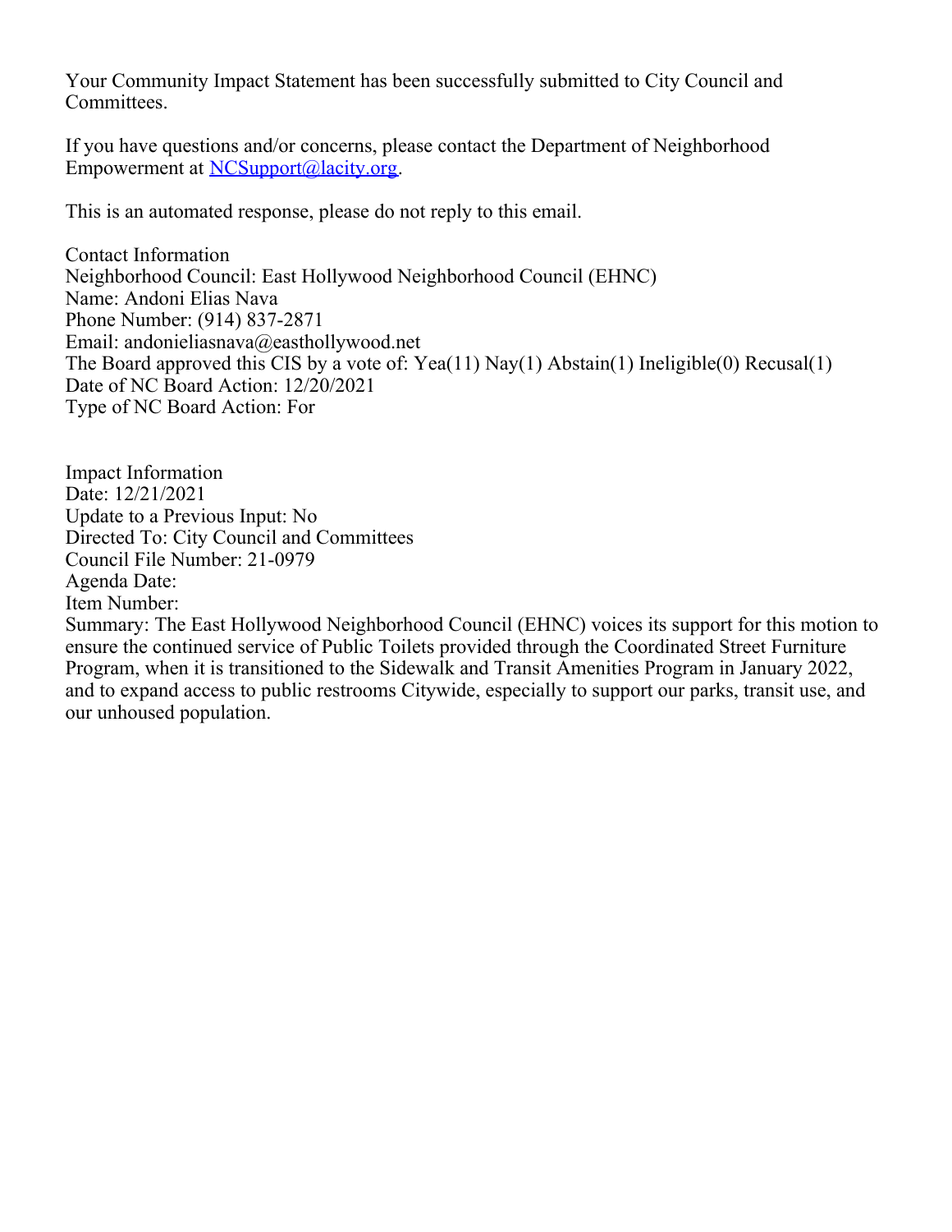Your Community Impact Statement has been successfully submitted to City Council and Committees.

If you have questions and/or concerns, please contact the Department of Neighborhood Empowerment at [NCSupport@lacity.org](mailto:NCSupport@lacity.org).

This is an automated response, please do not reply to this email.

Contact Information
Neighborhood Council: East Hollywood Neighborhood Council (EHNC)
Name: Andoni Elias Nava
Phone Number: (914) 837-2871
Email: andonieliasnava@easthollywood.net
The Board approved this CIS by a vote of: Yea(11) Nay(1) Abstain(1) Ineligible(0) Recusal(1)
Date of NC Board Action: 12/20/2021
Type of NC Board Action: For

Impact Information
Date: 12/21/2021
Update to a Previous Input: No
Directed To: City Council and Committees
Council File Number: 21-0979
Agenda Date:
Item Number:
Summary: The East Hollywood Neighborhood Council (EHNC) voices its support for this motion to ensure the continued service of Public Toilets provided through the Coordinated Street Furniture Program, when it is transitioned to the Sidewalk and Transit Amenities Program in January 2022, and to expand access to public restrooms Citywide, especially to support our parks, transit use, and our unhoused population.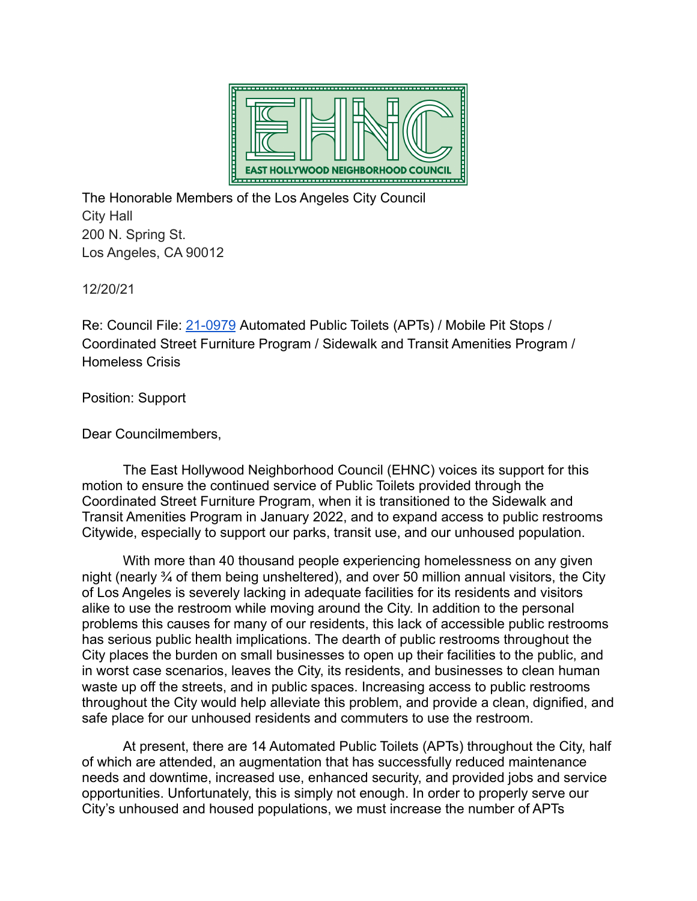The Honorable Members of the Los Angeles City Council
City Hall
200 N. Spring St.
Los Angeles, CA 90012

12/20/21

Re: Council File: [21-0979](21-0979) Automated Public Toilets (APTs) / Mobile Pit Stops / Coordinated Street Furniture Program / Sidewalk and Transit Amenities Program / Homeless Crisis

Position: Support

Dear Councilmembers,

The East Hollywood Neighborhood Council (EHNC) voices its support for this motion to ensure the continued service of Public Toilets provided through the Coordinated Street Furniture Program, when it is transitioned to the Sidewalk and Transit Amenities Program in January 2022, and to expand access to public restrooms Citywide, especially to support our parks, transit use, and our unhoused population.

With more than 40 thousand people experiencing homelessness on any given night (nearly ¾ of them being unsheltered), and over 50 million annual visitors, the City of Los Angeles is severely lacking in adequate facilities for its residents and visitors alike to use the restroom while moving around the City. In addition to the personal problems this causes for many of our residents, this lack of accessible public restrooms has serious public health implications. The dearth of public restrooms throughout the City places the burden on small businesses to open up their facilities to the public, and in worst case scenarios, leaves the City, its residents, and businesses to clean human waste up off the streets, and in public spaces. Increasing access to public restrooms throughout the City would help alleviate this problem, and provide a clean, dignified, and safe place for our unhoused residents and commuters to use the restroom.

At present, there are 14 Automated Public Toilets (APTs) throughout the City, half of which are attended, an augmentation that has successfully reduced maintenance needs and downtime, increased use, enhanced security, and provided jobs and service opportunities. Unfortunately, this is simply not enough. In order to properly serve our City's unhoused and housed populations, we must increase the number of APTs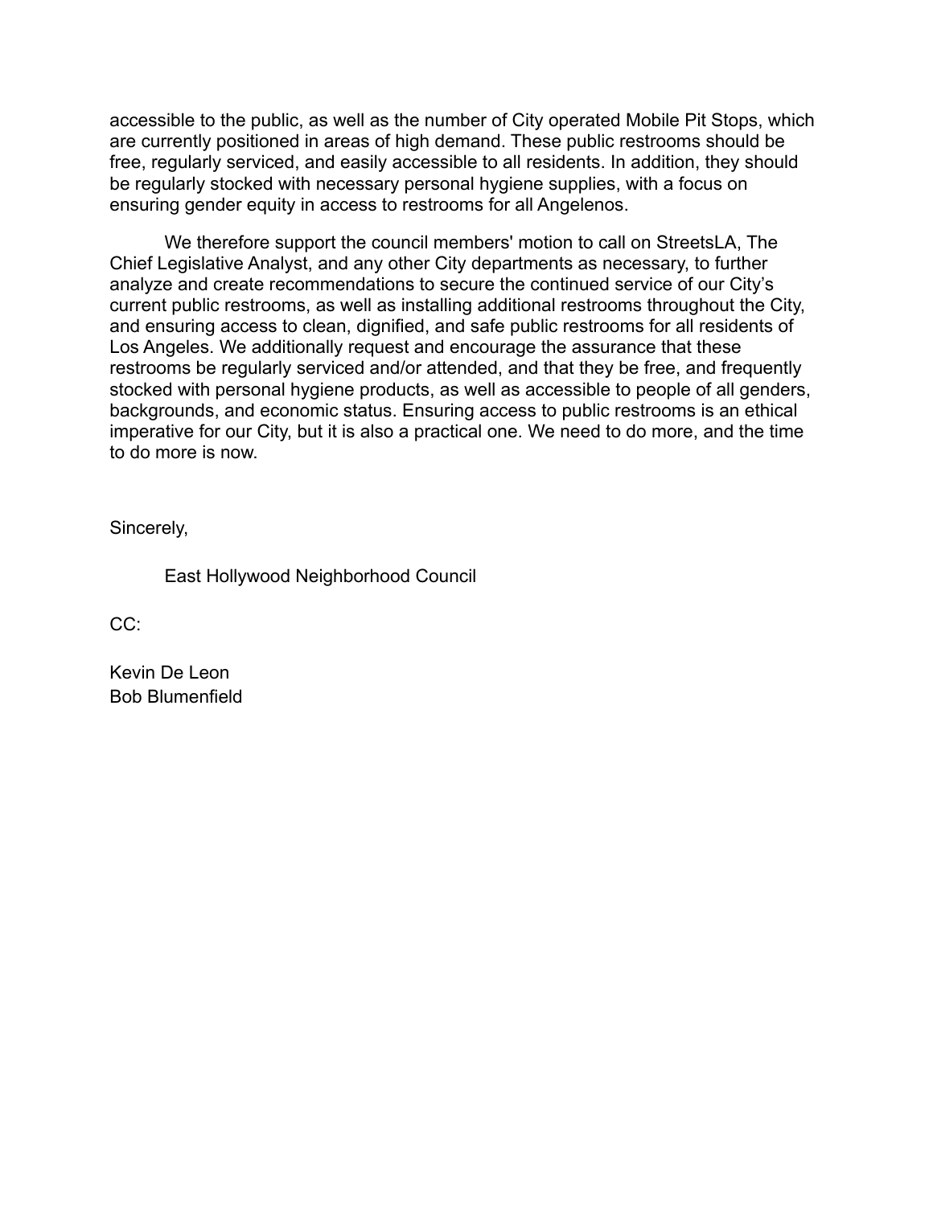accessible to the public, as well as the number of City operated Mobile Pit Stops, which are currently positioned in areas of high demand. These public restrooms should be free, regularly serviced, and easily accessible to all residents. In addition, they should be regularly stocked with necessary personal hygiene supplies, with a focus on ensuring gender equity in access to restrooms for all Angelenos.

We therefore support the council members' motion to call on StreetsLA, The Chief Legislative Analyst, and any other City departments as necessary, to further analyze and create recommendations to secure the continued service of our City's current public restrooms, as well as installing additional restrooms throughout the City, and ensuring access to clean, dignified, and safe public restrooms for all residents of Los Angeles. We additionally request and encourage the assurance that these restrooms be regularly serviced and/or attended, and that they be free, and frequently stocked with personal hygiene products, as well as accessible to people of all genders, backgrounds, and economic status. Ensuring access to public restrooms is an ethical imperative for our City, but it is also a practical one. We need to do more, and the time to do more is now.

Sincerely,

East Hollywood Neighborhood Council

CC:

Kevin De Leon
Bob Blumenfield